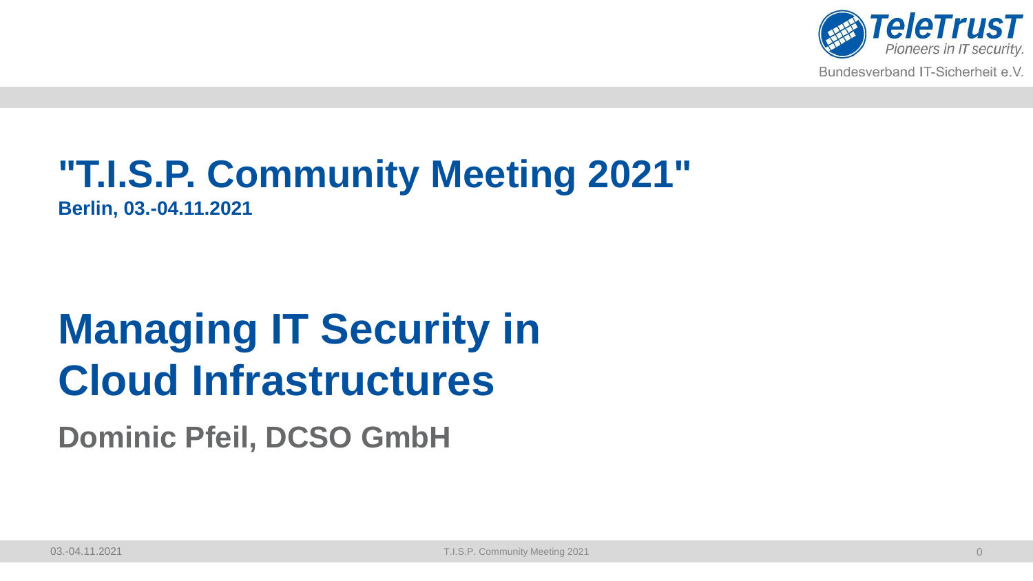TeleTrusT
Pioneers in IT security.
Bundesverband IT-Sicherheit e.V.

# "T.I.S.P. Community Meeting 2021"

**Berlin, 03.-04.11.2021**

# Managing IT Security in Cloud Infrastructures

## Dominic Pfeil, DCSO GmbH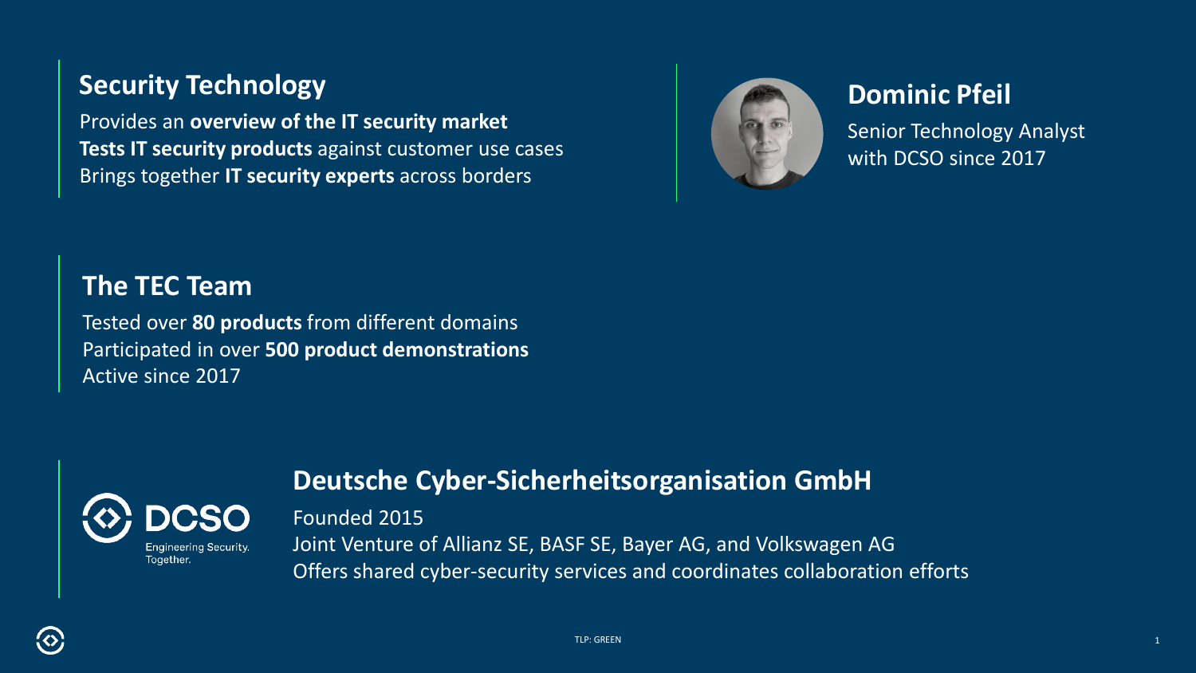## Security Technology

Provides an **overview of the IT security market**
**Tests IT security products** against customer use cases
Brings together **IT security experts** across borders

## Dominic Pfeil

Senior Technology Analyst
with DCSO since 2017

## The TEC Team

Tested over **80 products** from different domains
Participated in over **500 product demonstrations**
Active since 2017

DCSO
Engineering Security. Together.

## Deutsche Cyber-Sicherheitsorganisation GmbH

Founded 2015
Joint Venture of Allianz SE, BASF SE, Bayer AG, and Volkswagen AG
Offers shared cyber-security services and coordinates collaboration efforts

TLP: GREEN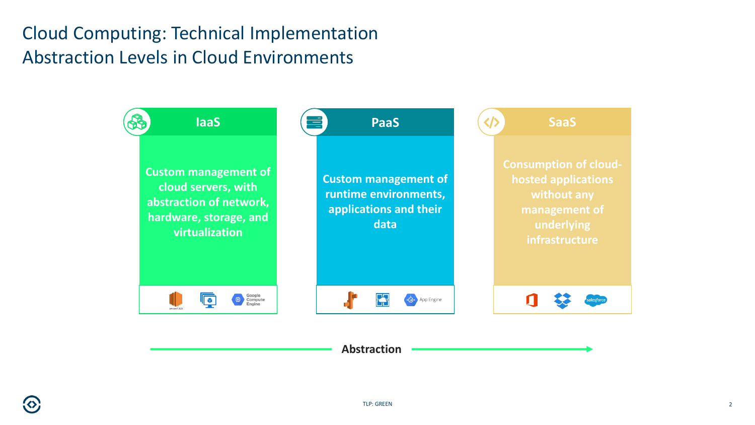# Cloud Computing: Technical Implementation
## Abstraction Levels in Cloud Environments

### IaaS

**Custom management of cloud servers, with abstraction of network, hardware, storage, and virtualization**

Amazon EC2 · Google Compute Engine

### PaaS

**Custom management of runtime environments, applications and their data**

App Engine

### SaaS

**Consumption of cloud-hosted applications without any management of underlying infrastructure**

salesforce

**Abstraction** →

TLP: GREEN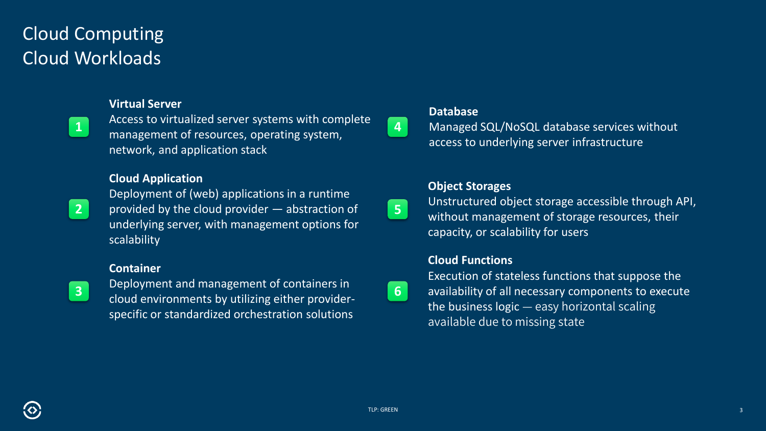# Cloud Computing
# Cloud Workloads

1. **Virtual Server**
   Access to virtualized server systems with complete management of resources, operating system, network, and application stack

2. **Cloud Application**
   Deployment of (web) applications in a runtime provided by the cloud provider — abstraction of underlying server, with management options for scalability

3. **Container**
   Deployment and management of containers in cloud environments by utilizing either provider-specific or standardized orchestration solutions

4. **Database**
   Managed SQL/NoSQL database services without access to underlying server infrastructure

5. **Object Storages**
   Unstructured object storage accessible through API, without management of storage resources, their capacity, or scalability for users

6. **Cloud Functions**
   Execution of stateless functions that suppose the availability of all necessary components to execute the business logic — easy horizontal scaling available due to missing state

TLP: GREEN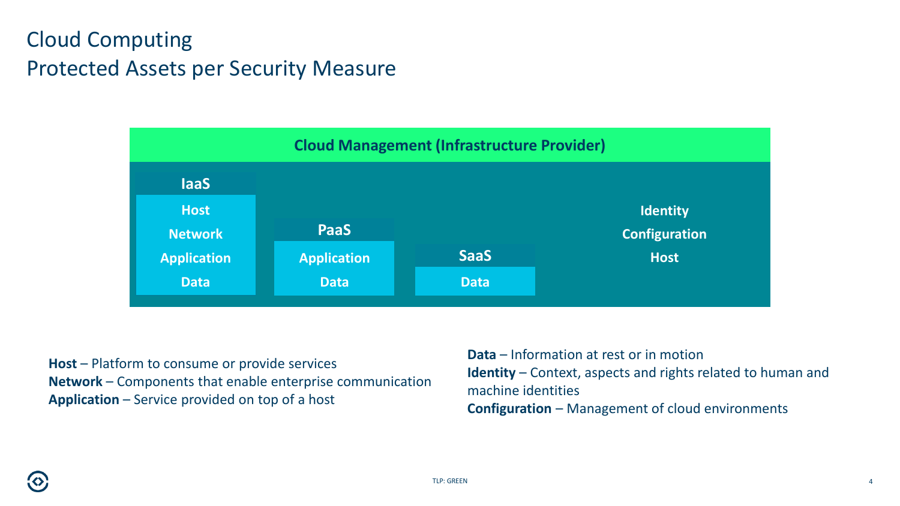# Cloud Computing
## Protected Assets per Security Measure

**Cloud Management (Infrastructure Provider)**

| IaaS | PaaS | SaaS | Cloud Management |
| --- | --- | --- | --- |
| Host | Application | Data | Identity |
| Network | Data | | Configuration |
| Application | | | Host |
| Data | | | |

**Host** – Platform to consume or provide services
**Network** – Components that enable enterprise communication
**Application** – Service provided on top of a host

**Data** – Information at rest or in motion
**Identity** – Context, aspects and rights related to human and machine identities
**Configuration** – Management of cloud environments

TLP: GREEN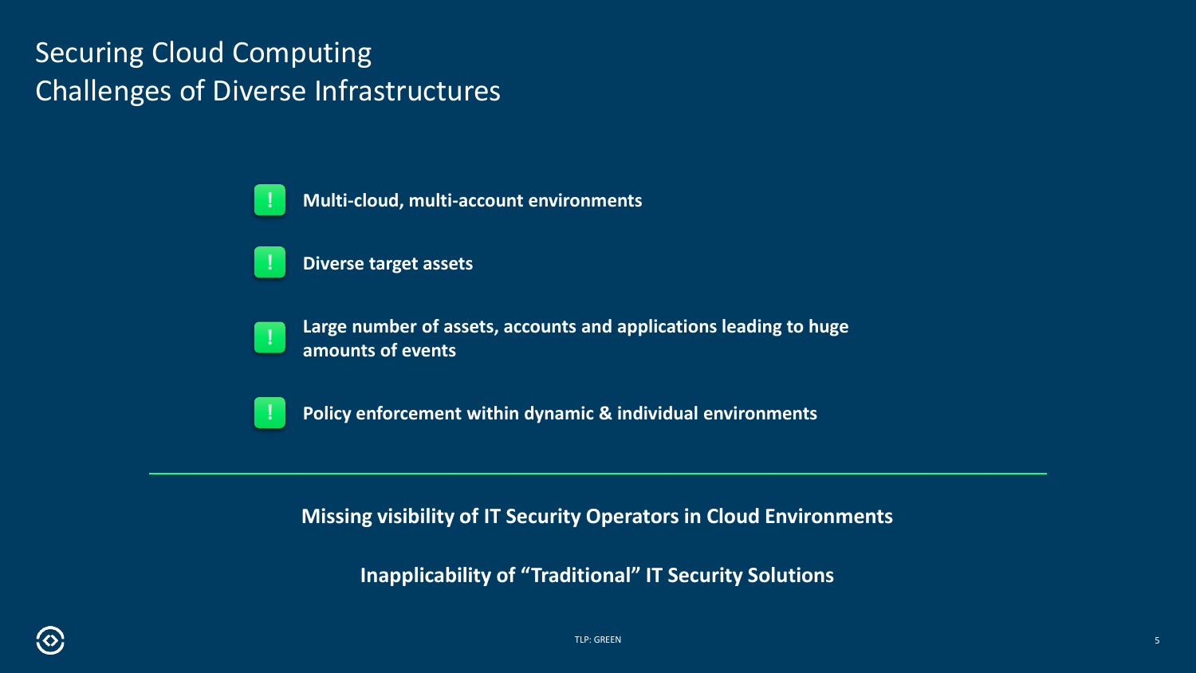# Securing Cloud Computing
## Challenges of Diverse Infrastructures

- **Multi-cloud, multi-account environments**
- **Diverse target assets**
- **Large number of assets, accounts and applications leading to huge amounts of events**
- **Policy enforcement within dynamic & individual environments**

---

**Missing visibility of IT Security Operators in Cloud Environments**

**Inapplicability of “Traditional” IT Security Solutions**

TLP: GREEN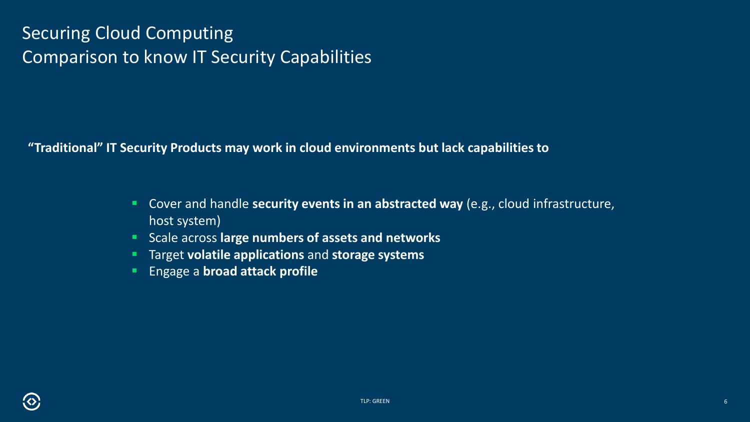# Securing Cloud Computing
# Comparison to know IT Security Capabilities

**"Traditional" IT Security Products may work in cloud environments but lack capabilities to**

- Cover and handle **security events in an abstracted way** (e.g., cloud infrastructure, host system)
- Scale across **large numbers of assets and networks**
- Target **volatile applications** and **storage systems**
- Engage a **broad attack profile**

TLP: GREEN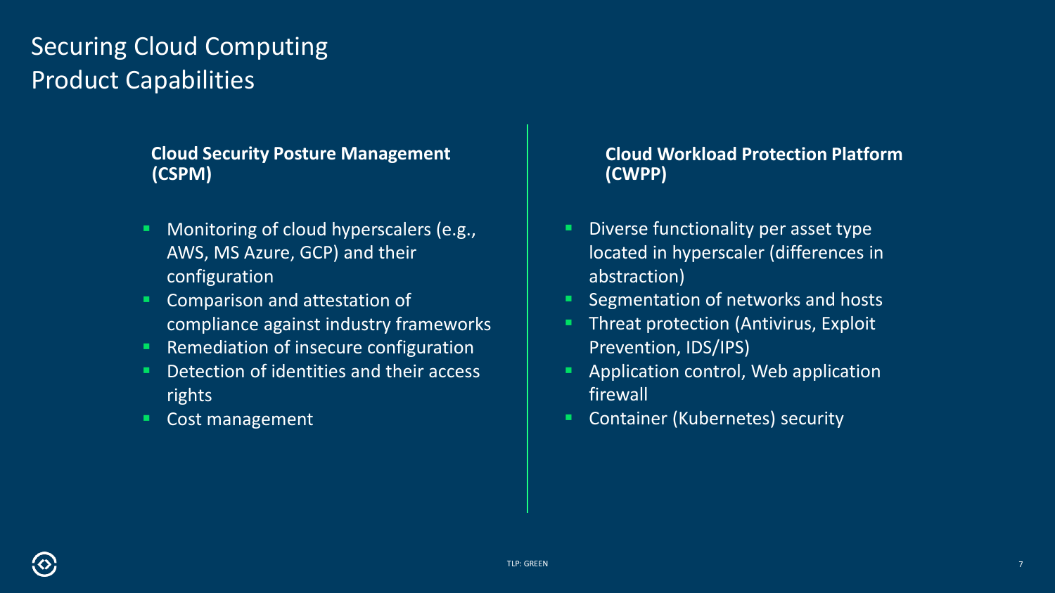# Securing Cloud Computing
## Product Capabilities

### Cloud Security Posture Management (CSPM)

- Monitoring of cloud hyperscalers (e.g., AWS, MS Azure, GCP) and their configuration
- Comparison and attestation of compliance against industry frameworks
- Remediation of insecure configuration
- Detection of identities and their access rights
- Cost management

### Cloud Workload Protection Platform (CWPP)

- Diverse functionality per asset type located in hyperscaler (differences in abstraction)
- Segmentation of networks and hosts
- Threat protection (Antivirus, Exploit Prevention, IDS/IPS)
- Application control, Web application firewall
- Container (Kubernetes) security

TLP: GREEN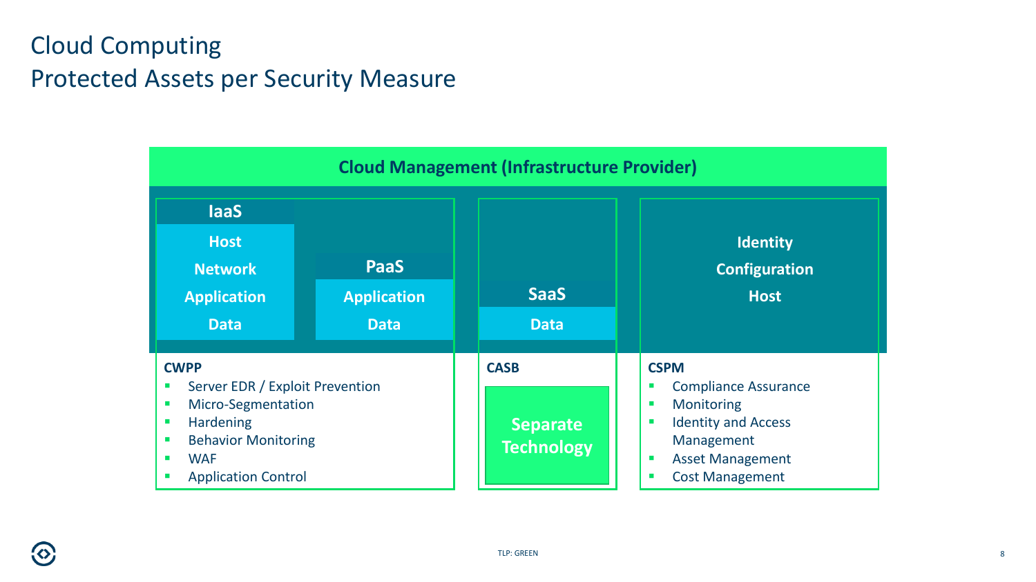# Cloud Computing
## Protected Assets per Security Measure

**Cloud Management (Infrastructure Provider)**

**IaaS**
- Host
- Network
- Application
- Data

**PaaS**
- Application
- Data

**SaaS**
- Data

**Identity**
**Configuration**
**Host**

**CWPP**
- Server EDR / Exploit Prevention
- Micro-Segmentation
- Hardening
- Behavior Monitoring
- WAF
- Application Control

**CASB**

Separate Technology

**CSPM**
- Compliance Assurance
- Monitoring
- Identity and Access Management
- Asset Management
- Cost Management

TLP: GREEN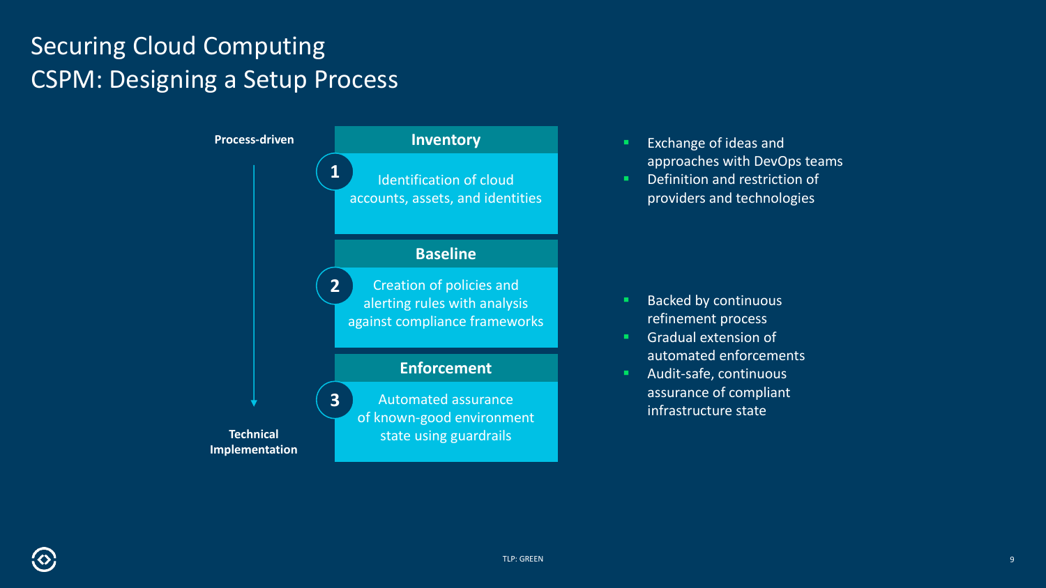# Securing Cloud Computing
## CSPM: Designing a Setup Process

**Process-driven** → **Technical Implementation**

### 1 Inventory

Identification of cloud accounts, assets, and identities

- Exchange of ideas and approaches with DevOps teams
- Definition and restriction of providers and technologies

### 2 Baseline

Creation of policies and alerting rules with analysis against compliance frameworks

### 3 Enforcement

Automated assurance of known-good environment state using guardrails

- Backed by continuous refinement process
- Gradual extension of automated enforcements
- Audit-safe, continuous assurance of compliant infrastructure state

TLP: GREEN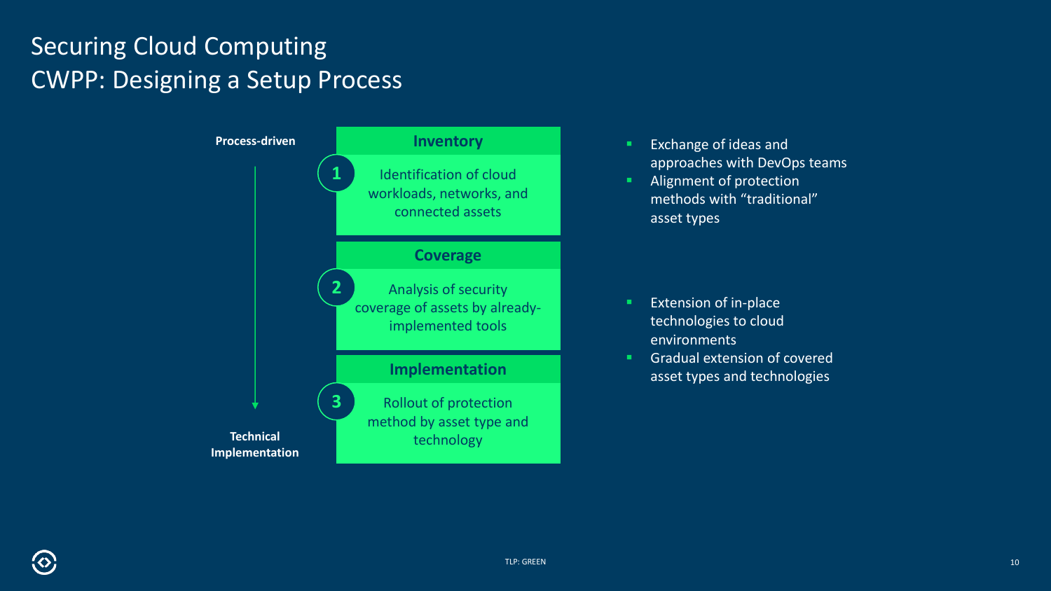# Securing Cloud Computing
## CWPP: Designing a Setup Process

**Process-driven** → **Technical Implementation**

### 1 Inventory

Identification of cloud workloads, networks, and connected assets

### 2 Coverage

Analysis of security coverage of assets by already-implemented tools

### 3 Implementation

Rollout of protection method by asset type and technology

- Exchange of ideas and approaches with DevOps teams
- Alignment of protection methods with "traditional" asset types

- Extension of in-place technologies to cloud environments
- Gradual extension of covered asset types and technologies

TLP: GREEN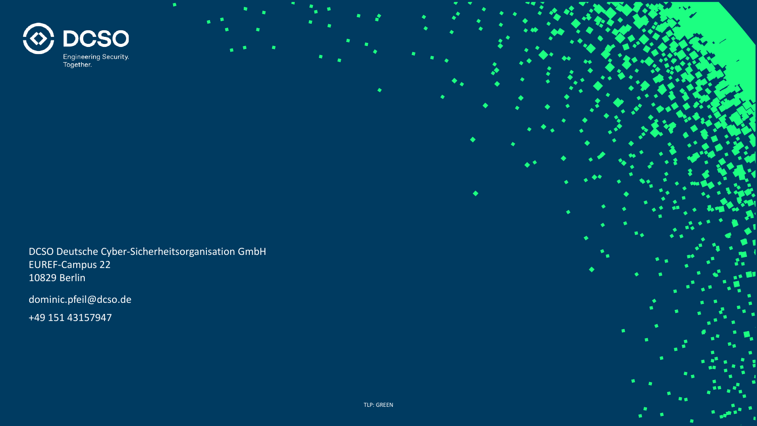DCSO

Engineering Security. Together.

DCSO Deutsche Cyber-Sicherheitsorganisation GmbH
EUREF-Campus 22
10829 Berlin

dominic.pfeil@dcso.de

+49 151 43157947

TLP: GREEN